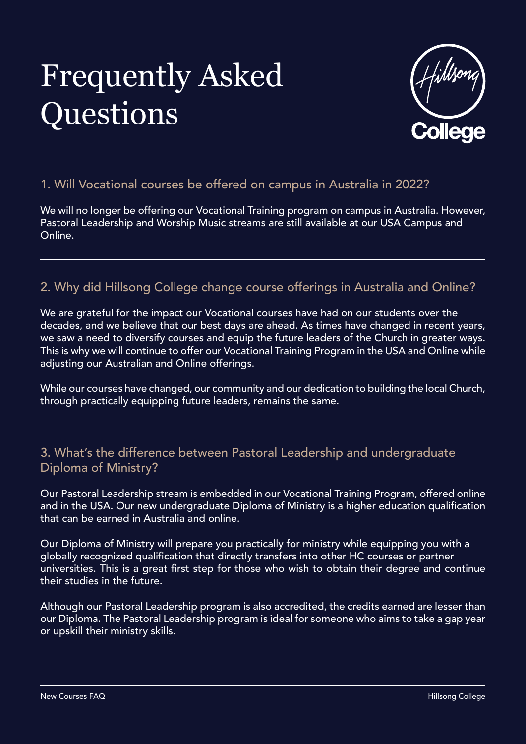# Frequently Asked Questions

## 1. Will Vocational courses be offered on campus in Australia in 2022?

We will no longer be offering our Vocational Training program on campus in Australia. However, Pastoral Leadership and Worship Music streams are still available at our USA Campus and Online.

## 2. Why did Hillsong College change course offerings in Australia and Online?

We are grateful for the impact our Vocational courses have had on our students over the decades, and we believe that our best days are ahead. As times have changed in recent years, we saw a need to diversify courses and equip the future leaders of the Church in greater ways. This is why we will continue to offer our Vocational Training Program in the USA and Online while adjusting our Australian and Online offerings.

While our courses have changed, our community and our dedication to building the local Church, through practically equipping future leaders, remains the same.

## 3. What's the difference between Pastoral Leadership and undergraduate Diploma of Ministry?

Our Pastoral Leadership stream is embedded in our Vocational Training Program, offered online and in the USA. Our new undergraduate Diploma of Ministry is a higher education qualification that can be earned in Australia and online.

Our Diploma of Ministry will prepare you practically for ministry while equipping you with a globally recognized qualification that directly transfers into other HC courses or partner universities. This is a great first step for those who wish to obtain their degree and continue their studies in the future.

Although our Pastoral Leadership program is also accredited, the credits earned are lesser than our Diploma. The Pastoral Leadership program is ideal for someone who aims to take a gap year or upskill their ministry skills.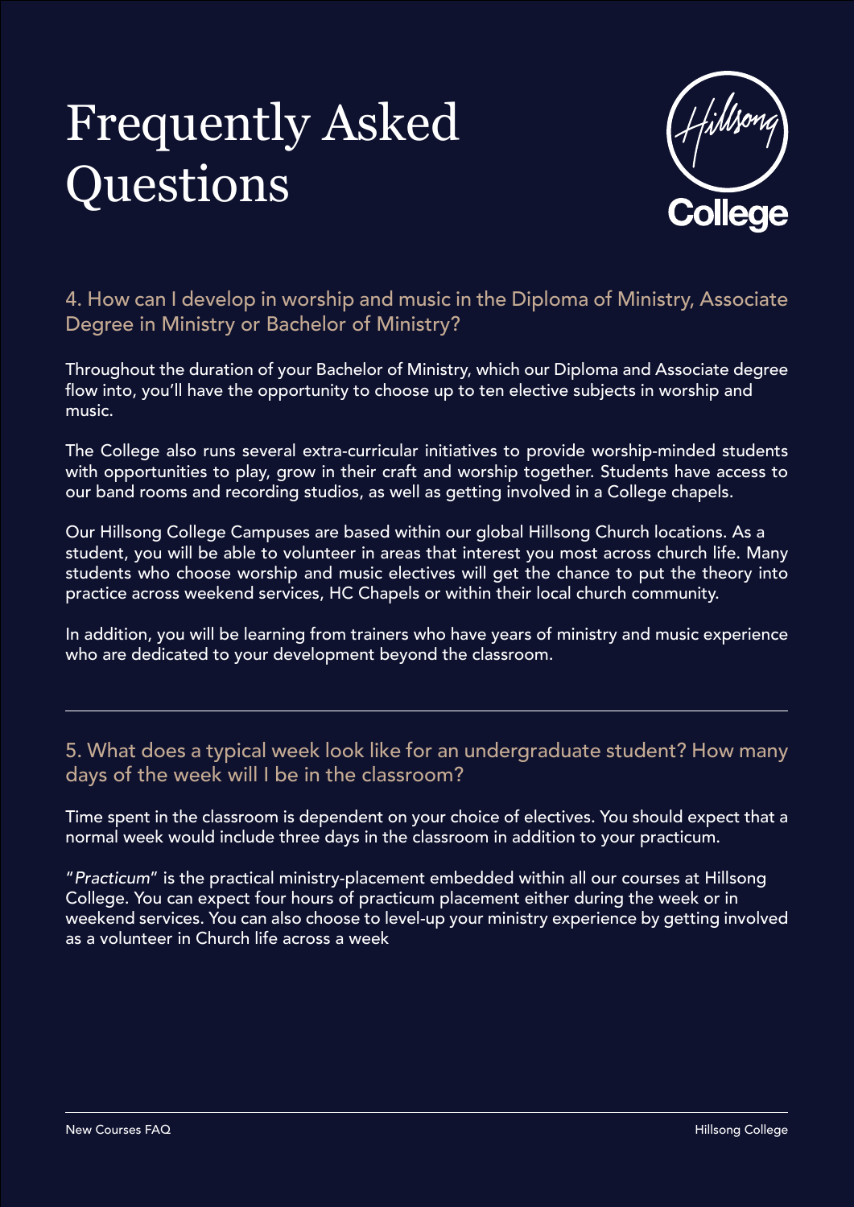# Frequently Asked Questions

## 4. How can I develop in worship and music in the Diploma of Ministry, Associate Degree in Ministry or Bachelor of Ministry?

Throughout the duration of your Bachelor of Ministry, which our Diploma and Associate degree flow into, you'll have the opportunity to choose up to ten elective subjects in worship and music.

The College also runs several extra-curricular initiatives to provide worship-minded students with opportunities to play, grow in their craft and worship together. Students have access to our band rooms and recording studios, as well as getting involved in a College chapels.

Our Hillsong College Campuses are based within our global Hillsong Church locations. As a student, you will be able to volunteer in areas that interest you most across church life. Many students who choose worship and music electives will get the chance to put the theory into practice across weekend services, HC Chapels or within their local church community.

In addition, you will be learning from trainers who have years of ministry and music experience who are dedicated to your development beyond the classroom.

---

## 5. What does a typical week look like for an undergraduate student? How many days of the week will I be in the classroom?

Time spent in the classroom is dependent on your choice of electives. You should expect that a normal week would include three days in the classroom in addition to your practicum.

"*Practicum*" is the practical ministry-placement embedded within all our courses at Hillsong College. You can expect four hours of practicum placement either during the week or in weekend services. You can also choose to level-up your ministry experience by getting involved as a volunteer in Church life across a week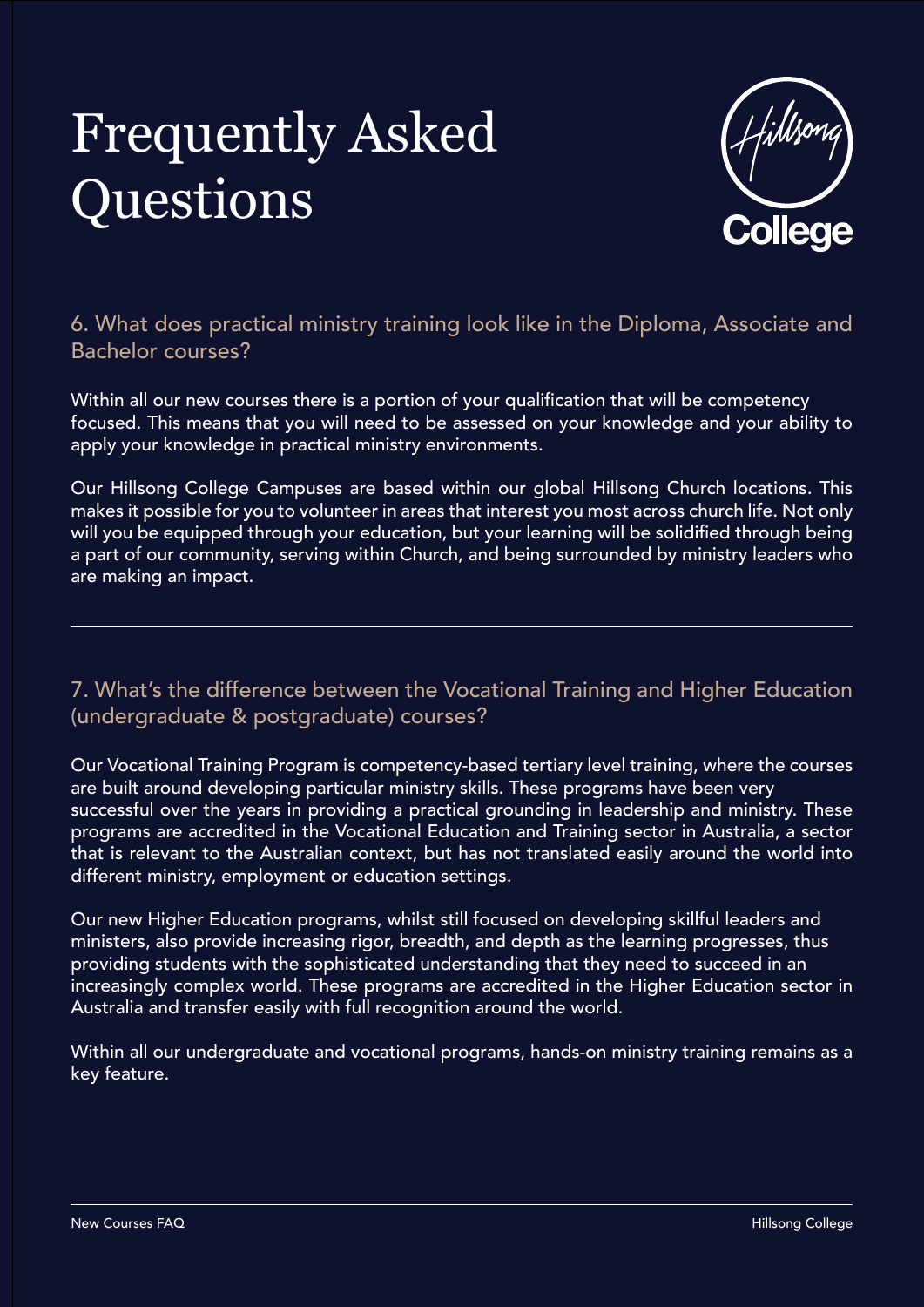# Frequently Asked Questions

## 6. What does practical ministry training look like in the Diploma, Associate and Bachelor courses?

Within all our new courses there is a portion of your qualification that will be competency focused. This means that you will need to be assessed on your knowledge and your ability to apply your knowledge in practical ministry environments.

Our Hillsong College Campuses are based within our global Hillsong Church locations. This makes it possible for you to volunteer in areas that interest you most across church life. Not only will you be equipped through your education, but your learning will be solidified through being a part of our community, serving within Church, and being surrounded by ministry leaders who are making an impact.

---

## 7. What's the difference between the Vocational Training and Higher Education (undergraduate & postgraduate) courses?

Our Vocational Training Program is competency-based tertiary level training, where the courses are built around developing particular ministry skills. These programs have been very successful over the years in providing a practical grounding in leadership and ministry. These programs are accredited in the Vocational Education and Training sector in Australia, a sector that is relevant to the Australian context, but has not translated easily around the world into different ministry, employment or education settings.

Our new Higher Education programs, whilst still focused on developing skillful leaders and ministers, also provide increasing rigor, breadth, and depth as the learning progresses, thus providing students with the sophisticated understanding that they need to succeed in an increasingly complex world. These programs are accredited in the Higher Education sector in Australia and transfer easily with full recognition around the world.

Within all our undergraduate and vocational programs, hands-on ministry training remains as a key feature.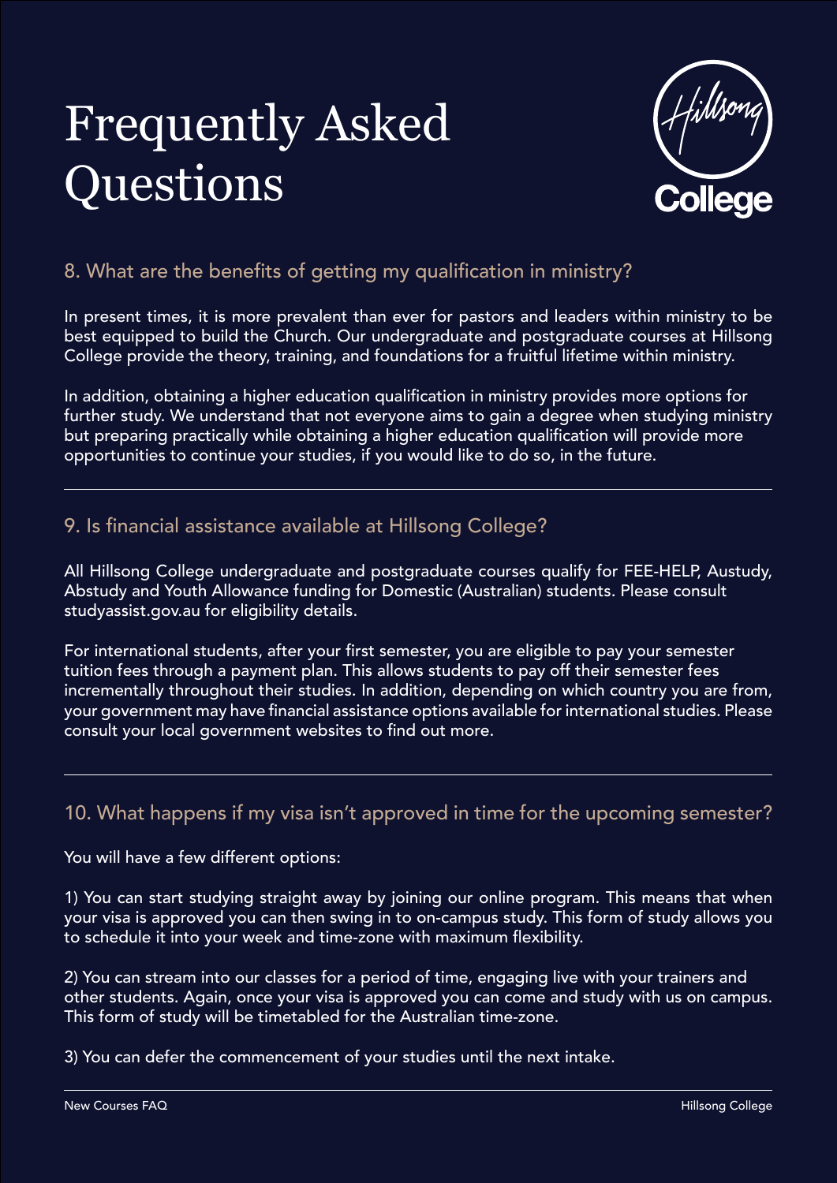# Frequently Asked Questions

## 8. What are the benefits of getting my qualification in ministry?

In present times, it is more prevalent than ever for pastors and leaders within ministry to be best equipped to build the Church. Our undergraduate and postgraduate courses at Hillsong College provide the theory, training, and foundations for a fruitful lifetime within ministry.

In addition, obtaining a higher education qualification in ministry provides more options for further study. We understand that not everyone aims to gain a degree when studying ministry but preparing practically while obtaining a higher education qualification will provide more opportunities to continue your studies, if you would like to do so, in the future.

---

## 9. Is financial assistance available at Hillsong College?

All Hillsong College undergraduate and postgraduate courses qualify for FEE-HELP, Austudy, Abstudy and Youth Allowance funding for Domestic (Australian) students. Please consult studyassist.gov.au for eligibility details.

For international students, after your first semester, you are eligible to pay your semester tuition fees through a payment plan. This allows students to pay off their semester fees incrementally throughout their studies. In addition, depending on which country you are from, your government may have financial assistance options available for international studies. Please consult your local government websites to find out more.

---

## 10. What happens if my visa isn't approved in time for the upcoming semester?

You will have a few different options:

1) You can start studying straight away by joining our online program. This means that when your visa is approved you can then swing in to on-campus study. This form of study allows you to schedule it into your week and time-zone with maximum flexibility.

2) You can stream into our classes for a period of time, engaging live with your trainers and other students. Again, once your visa is approved you can come and study with us on campus. This form of study will be timetabled for the Australian time-zone.

3) You can defer the commencement of your studies until the next intake.